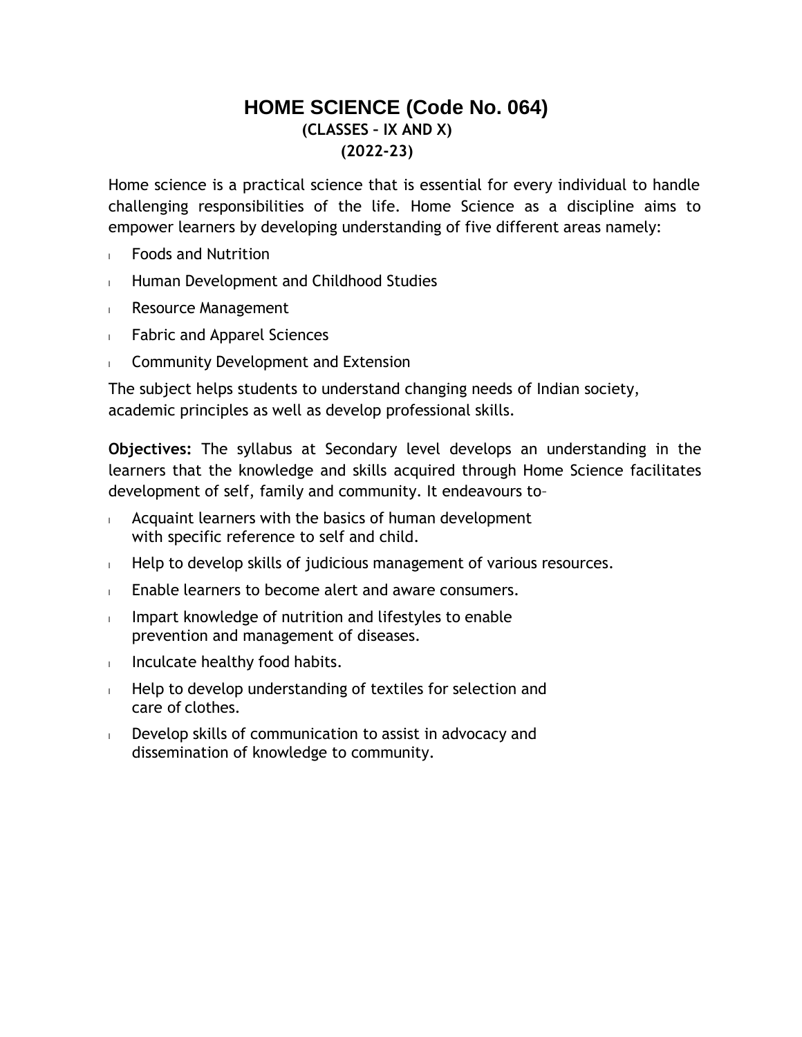# HOME SCIENCE (Code No. 064)

**(CLASSES – IX AND X)**

**(2022-23)**

Home science is a practical science that is essential for every individual to handle challenging responsibilities of the life. Home Science as a discipline aims to empower learners by developing understanding of five different areas namely:

- Foods and Nutrition
- Human Development and Childhood Studies
- Resource Management
- Fabric and Apparel Sciences
- Community Development and Extension

The subject helps students to understand changing needs of Indian society, academic principles as well as develop professional skills.

**Objectives:** The syllabus at Secondary level develops an understanding in the learners that the knowledge and skills acquired through Home Science facilitates development of self, family and community. It endeavours to–

- Acquaint learners with the basics of human development with specific reference to self and child.
- Help to develop skills of judicious management of various resources.
- Enable learners to become alert and aware consumers.
- Impart knowledge of nutrition and lifestyles to enable prevention and management of diseases.
- Inculcate healthy food habits.
- Help to develop understanding of textiles for selection and care of clothes.
- Develop skills of communication to assist in advocacy and dissemination of knowledge to community.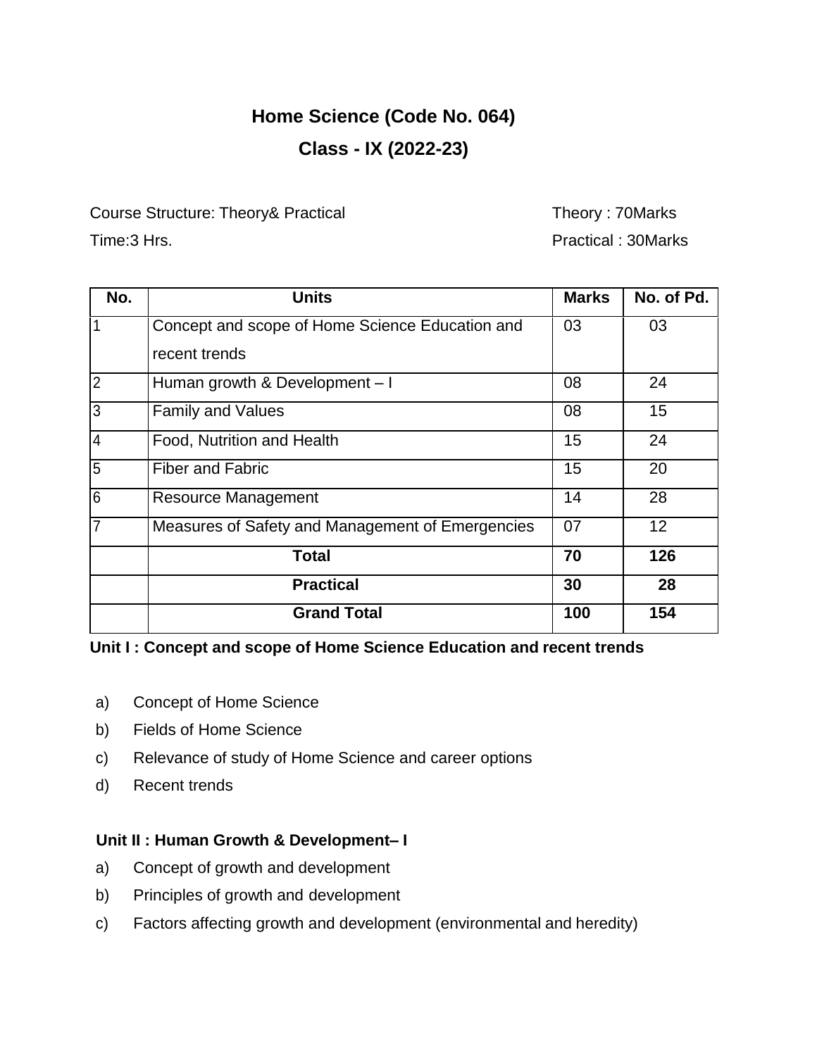# Home Science (Code No. 064)

## Class - IX (2022-23)

Course Structure: Theory& Practical — Theory : 70Marks

Time:3 Hrs. — Practical : 30Marks

| No. | Units | Marks | No. of Pd. |
|---|---|---|---|
| 1 | Concept and scope of Home Science Education and recent trends | 03 | 03 |
| 2 | Human growth & Development – I | 08 | 24 |
| 3 | Family and Values | 08 | 15 |
| 4 | Food, Nutrition and Health | 15 | 24 |
| 5 | Fiber and Fabric | 15 | 20 |
| 6 | Resource Management | 14 | 28 |
| 7 | Measures of Safety and Management of Emergencies | 07 | 12 |
| | **Total** | **70** | **126** |
| | **Practical** | **30** | **28** |
| | **Grand Total** | **100** | **154** |

**Unit I : Concept and scope of Home Science Education and recent trends**

a) Concept of Home Science
b) Fields of Home Science
c) Relevance of study of Home Science and career options
d) Recent trends

**Unit II : Human Growth & Development– I**

a) Concept of growth and development
b) Principles of growth and development
c) Factors affecting growth and development (environmental and heredity)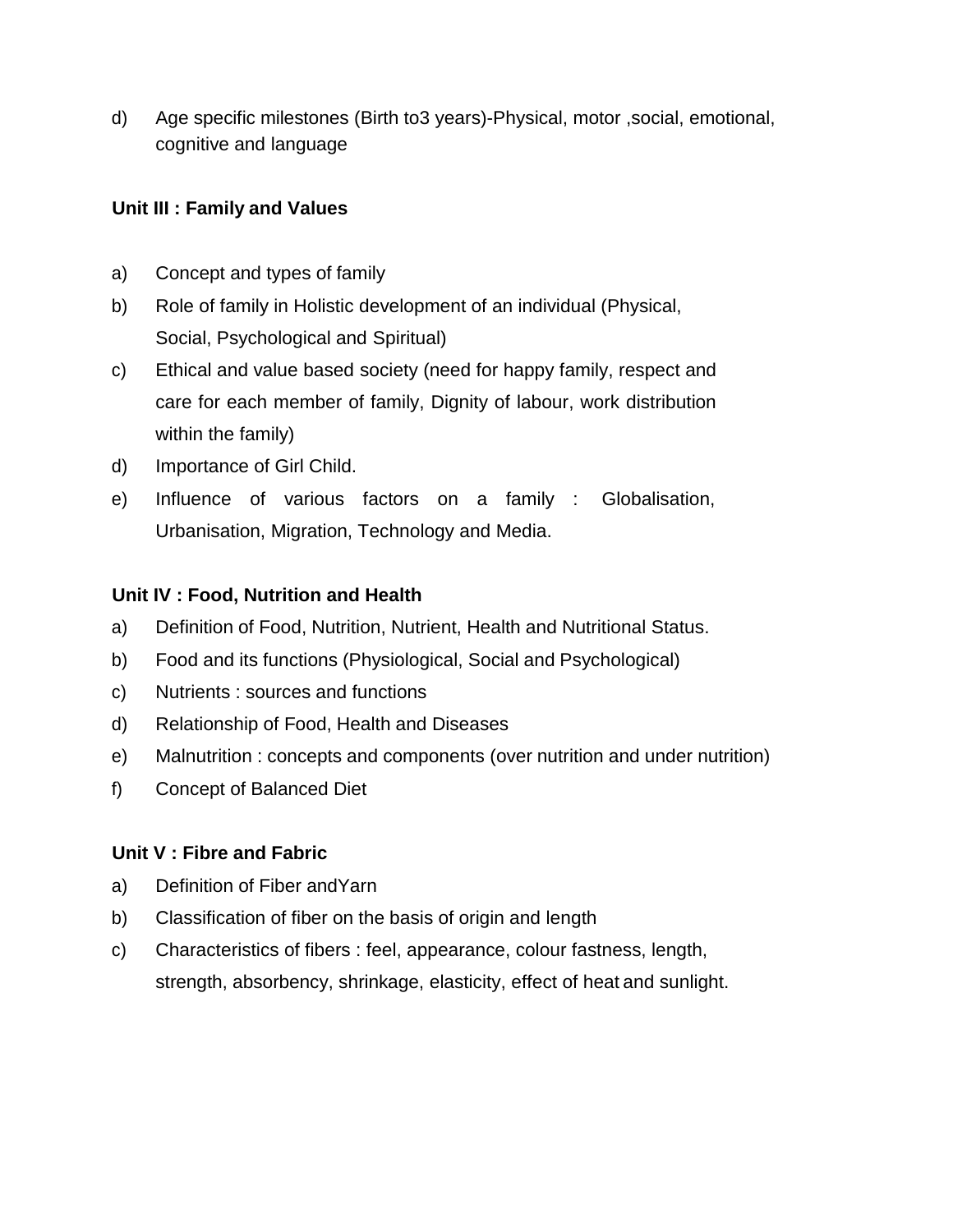d) Age specific milestones (Birth to3 years)-Physical, motor ,social, emotional, cognitive and language

**Unit III : Family and Values**

a) Concept and types of family
b) Role of family in Holistic development of an individual (Physical, Social, Psychological and Spiritual)
c) Ethical and value based society (need for happy family, respect and care for each member of family, Dignity of labour, work distribution within the family)
d) Importance of Girl Child.
e) Influence of various factors on a family : Globalisation, Urbanisation, Migration, Technology and Media.

**Unit IV : Food, Nutrition and Health**

a) Definition of Food, Nutrition, Nutrient, Health and Nutritional Status.
b) Food and its functions (Physiological, Social and Psychological)
c) Nutrients : sources and functions
d) Relationship of Food, Health and Diseases
e) Malnutrition : concepts and components (over nutrition and under nutrition)
f) Concept of Balanced Diet

**Unit V : Fibre and Fabric**

a) Definition of Fiber andYarn
b) Classification of fiber on the basis of origin and length
c) Characteristics of fibers : feel, appearance, colour fastness, length, strength, absorbency, shrinkage, elasticity, effect of heat and sunlight.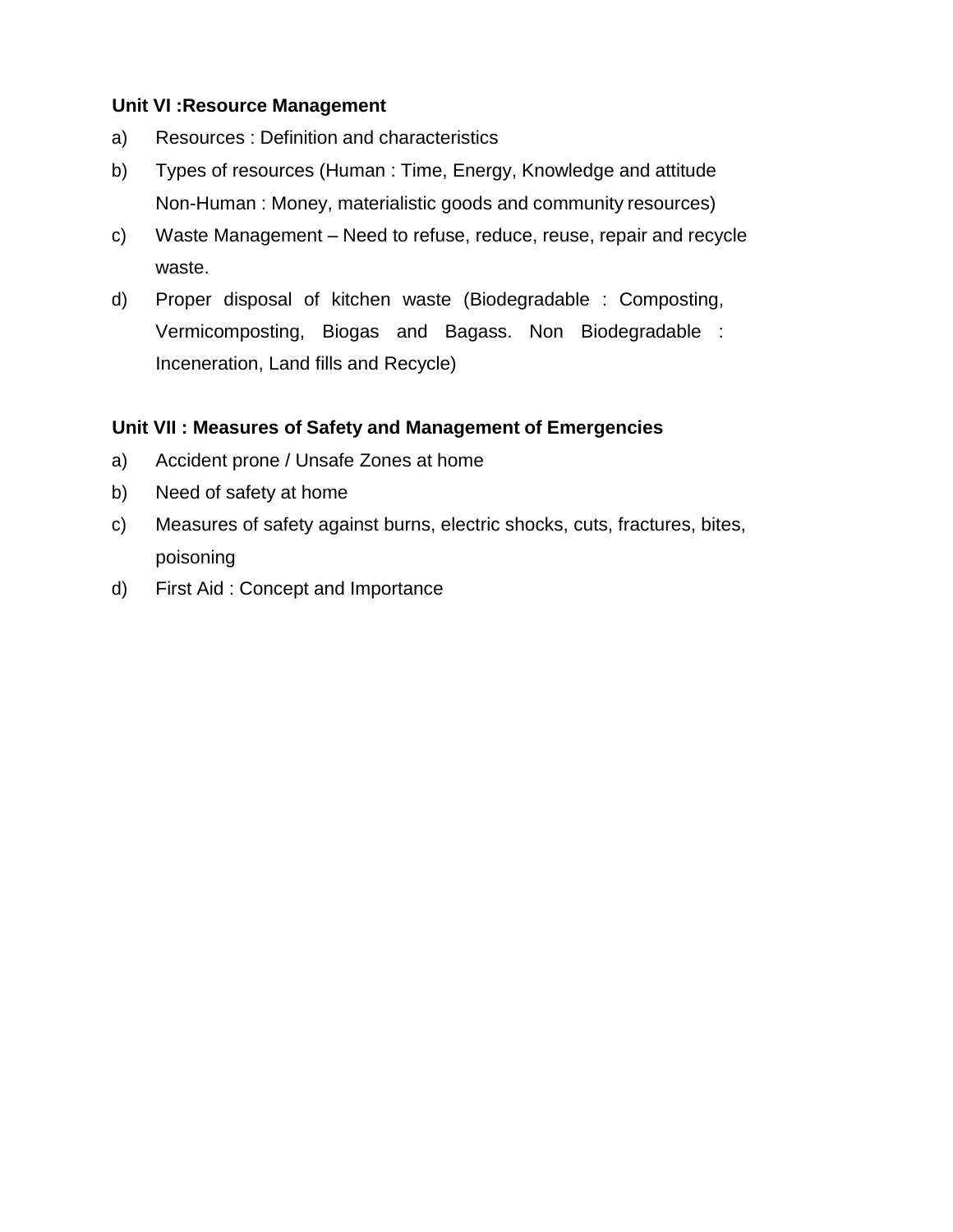**Unit VI :Resource Management**

a) Resources : Definition and characteristics

b) Types of resources (Human : Time, Energy, Knowledge and attitude Non-Human : Money, materialistic goods and community resources)

c) Waste Management – Need to refuse, reduce, reuse, repair and recycle waste.

d) Proper disposal of kitchen waste (Biodegradable : Composting, Vermicomposting, Biogas and Bagass. Non Biodegradable : Inceneration, Land fills and Recycle)

**Unit VII : Measures of Safety and Management of Emergencies**

a) Accident prone / Unsafe Zones at home

b) Need of safety at home

c) Measures of safety against burns, electric shocks, cuts, fractures, bites, poisoning

d) First Aid : Concept and Importance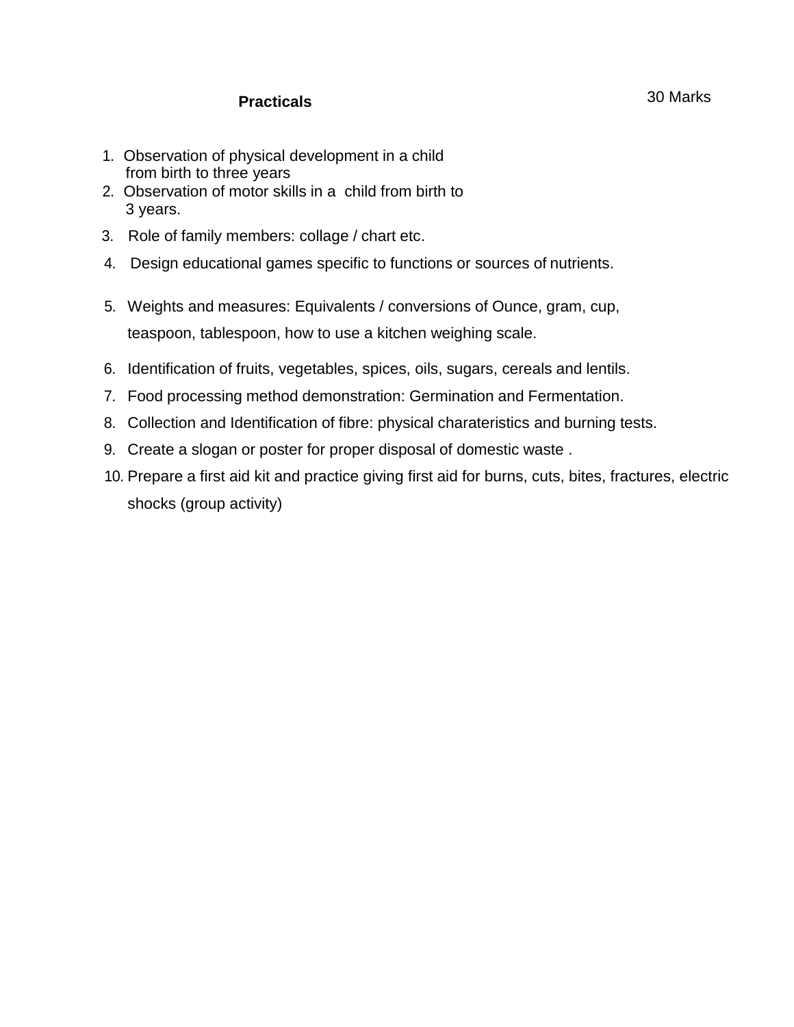## Practicals

30 Marks

1. Observation of physical development in a child from birth to three years
2. Observation of motor skills in a child from birth to 3 years.
3. Role of family members: collage / chart etc.
4. Design educational games specific to functions or sources of nutrients.
5. Weights and measures: Equivalents / conversions of Ounce, gram, cup, teaspoon, tablespoon, how to use a kitchen weighing scale.
6. Identification of fruits, vegetables, spices, oils, sugars, cereals and lentils.
7. Food processing method demonstration: Germination and Fermentation.
8. Collection and Identification of fibre: physical charateristics and burning tests.
9. Create a slogan or poster for proper disposal of domestic waste .
10. Prepare a first aid kit and practice giving first aid for burns, cuts, bites, fractures, electric shocks (group activity)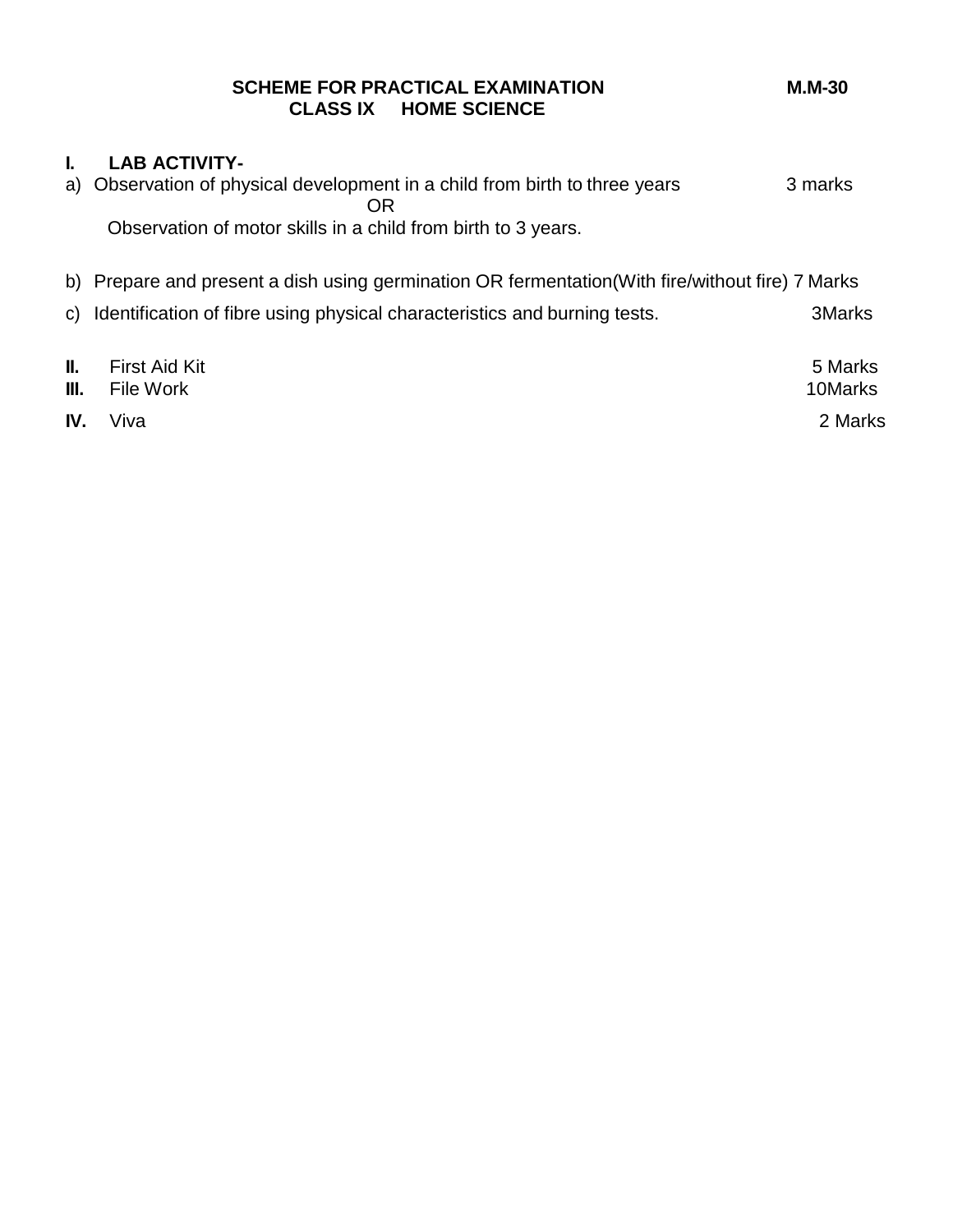**SCHEME FOR PRACTICAL EXAMINATION** **M.M-30**

**CLASS IX HOME SCIENCE**

**I. LAB ACTIVITY-**

a) Observation of physical development in a child from birth to three years — 3 marks

OR

Observation of motor skills in a child from birth to 3 years.

b) Prepare and present a dish using germination OR fermentation(With fire/without fire) — 7 Marks

c) Identification of fibre using physical characteristics and burning tests. — 3Marks

**II.** First Aid Kit — 5 Marks

**III.** File Work — 10Marks

**IV.** Viva — 2 Marks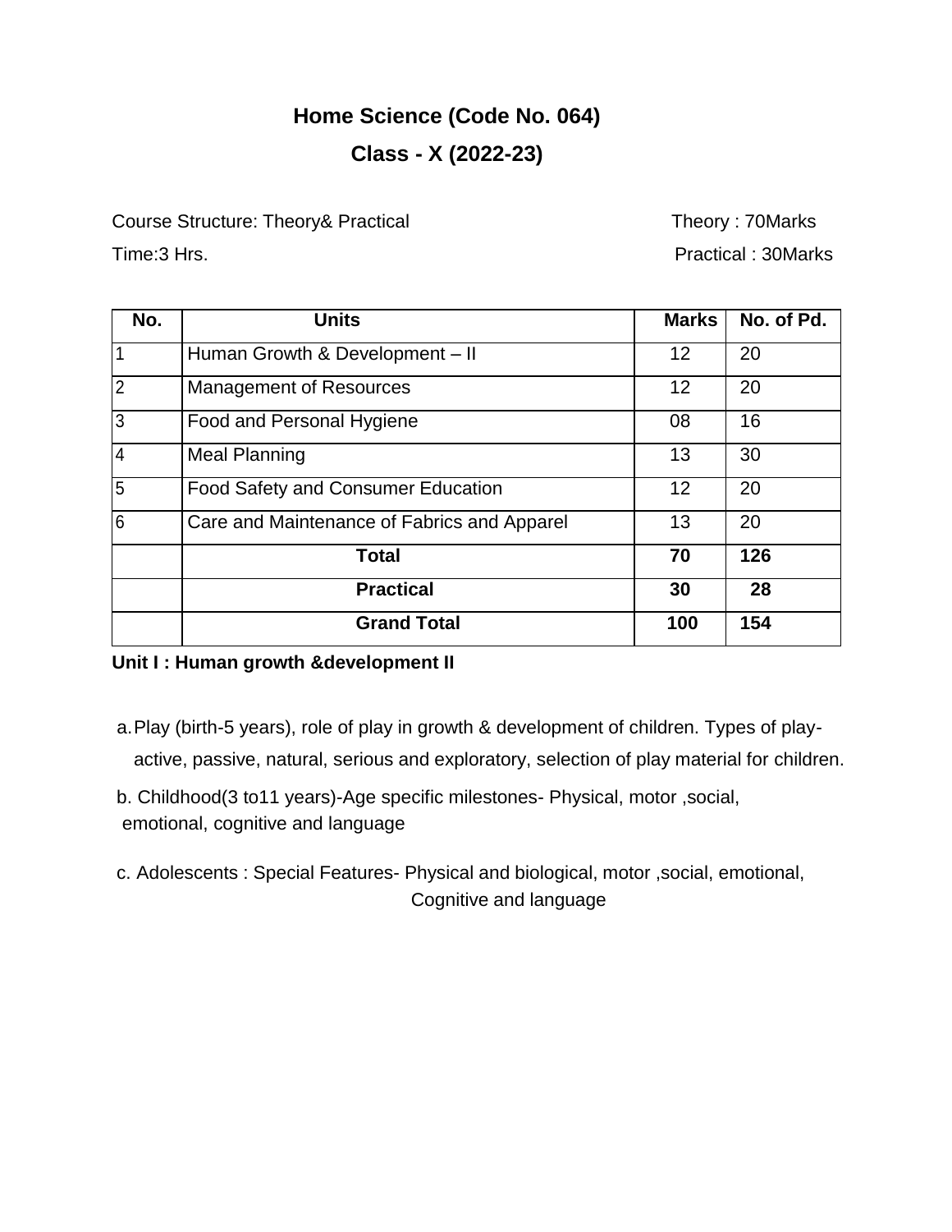# Home Science (Code No. 064)

## Class - X (2022-23)

Course Structure: Theory& Practical — Theory : 70Marks

Time:3 Hrs. — Practical : 30Marks

| No. | Units | Marks | No. of Pd. |
|---|---|---|---|
| 1 | Human Growth & Development – II | 12 | 20 |
| 2 | Management of Resources | 12 | 20 |
| 3 | Food and Personal Hygiene | 08 | 16 |
| 4 | Meal Planning | 13 | 30 |
| 5 | Food Safety and Consumer Education | 12 | 20 |
| 6 | Care and Maintenance of Fabrics and Apparel | 13 | 20 |
| | **Total** | **70** | **126** |
| | **Practical** | **30** | **28** |
| | **Grand Total** | **100** | **154** |

**Unit I : Human growth &development II**

a. Play (birth-5 years), role of play in growth & development of children. Types of play- active, passive, natural, serious and exploratory, selection of play material for children.

b. Childhood(3 to11 years)-Age specific milestones- Physical, motor ,social, emotional, cognitive and language

c. Adolescents : Special Features- Physical and biological, motor ,social, emotional, Cognitive and language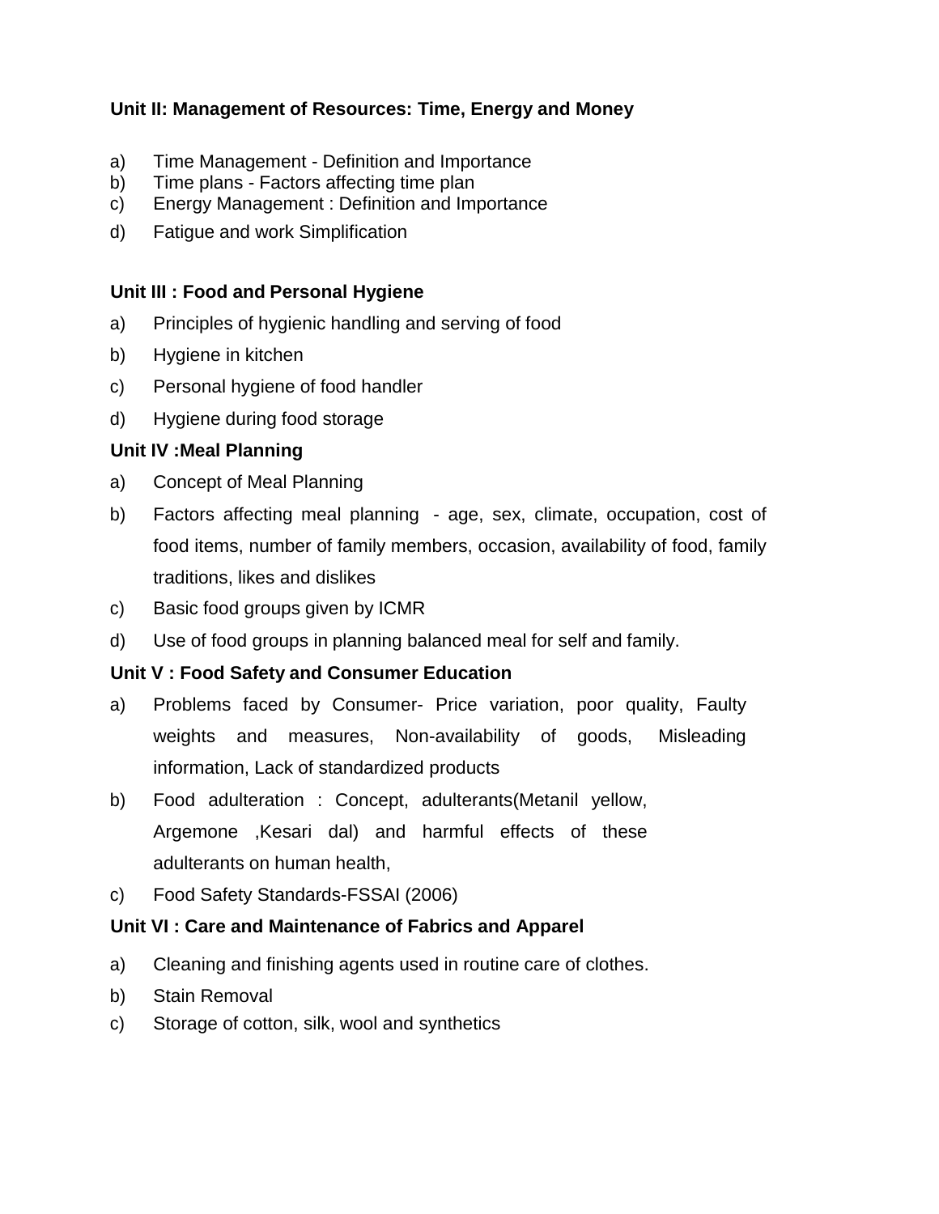**Unit II: Management of Resources: Time, Energy and Money**

a) Time Management - Definition and Importance
b) Time plans - Factors affecting time plan
c) Energy Management : Definition and Importance
d) Fatigue and work Simplification

**Unit III : Food and Personal Hygiene**

a) Principles of hygienic handling and serving of food
b) Hygiene in kitchen
c) Personal hygiene of food handler
d) Hygiene during food storage

**Unit IV :Meal Planning**

a) Concept of Meal Planning
b) Factors affecting meal planning - age, sex, climate, occupation, cost of food items, number of family members, occasion, availability of food, family traditions, likes and dislikes
c) Basic food groups given by ICMR
d) Use of food groups in planning balanced meal for self and family.

**Unit V : Food Safety and Consumer Education**

a) Problems faced by Consumer- Price variation, poor quality, Faulty weights and measures, Non-availability of goods, Misleading information, Lack of standardized products
b) Food adulteration : Concept, adulterants(Metanil yellow, Argemone ,Kesari dal) and harmful effects of these adulterants on human health,
c) Food Safety Standards-FSSAI (2006)

**Unit VI : Care and Maintenance of Fabrics and Apparel**

a) Cleaning and finishing agents used in routine care of clothes.
b) Stain Removal
c) Storage of cotton, silk, wool and synthetics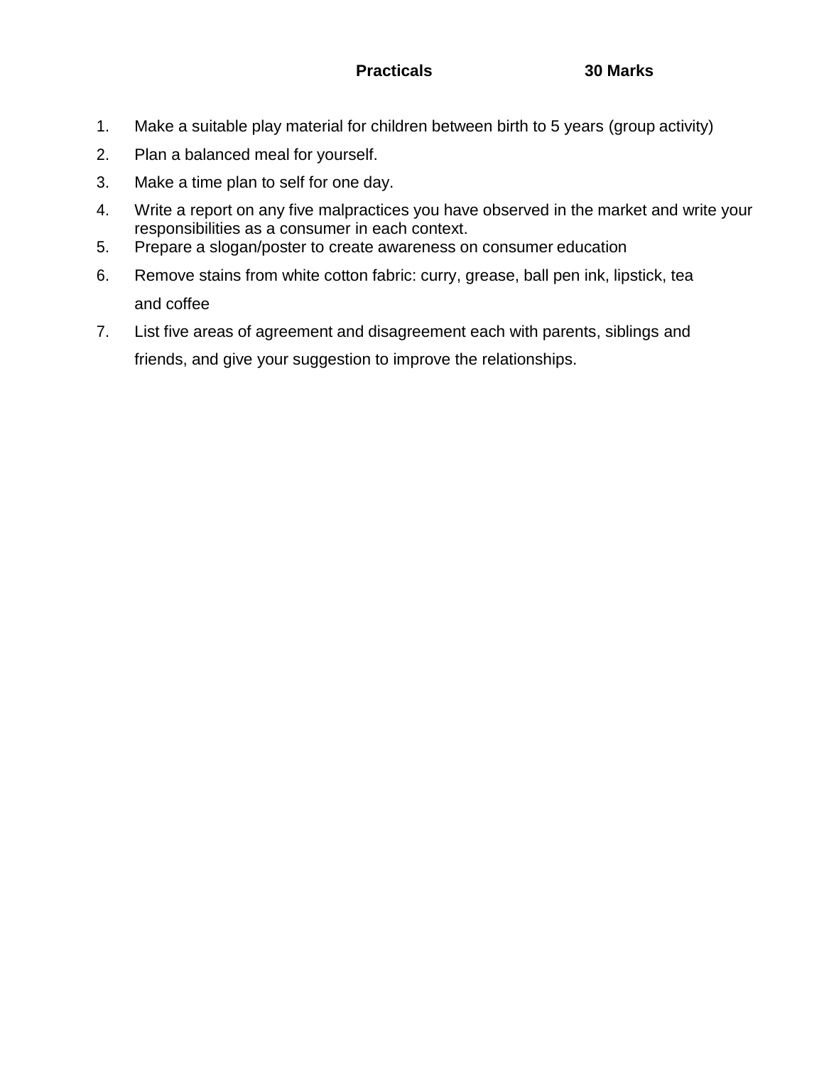**Practicals 30 Marks**

1. Make a suitable play material for children between birth to 5 years (group activity)
2. Plan a balanced meal for yourself.
3. Make a time plan to self for one day.
4. Write a report on any five malpractices you have observed in the market and write your responsibilities as a consumer in each context.
5. Prepare a slogan/poster to create awareness on consumer education
6. Remove stains from white cotton fabric: curry, grease, ball pen ink, lipstick, tea and coffee
7. List five areas of agreement and disagreement each with parents, siblings and friends, and give your suggestion to improve the relationships.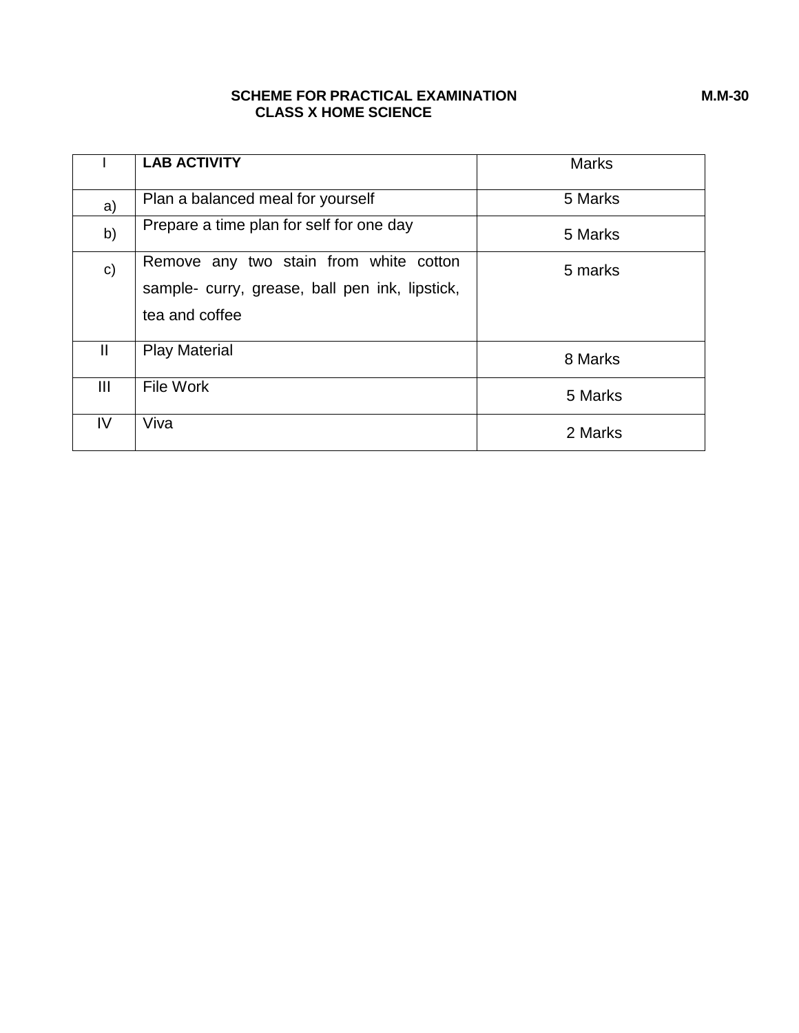**SCHEME FOR PRACTICAL EXAMINATION** **M.M-30**

**CLASS X HOME SCIENCE**

| I | **LAB ACTIVITY** | Marks |
|---|---|---|
| a) | Plan a balanced meal for yourself | 5 Marks |
| b) | Prepare a time plan for self for one day | 5 Marks |
| c) | Remove any two stain from white cotton sample- curry, grease, ball pen ink, lipstick, tea and coffee | 5 marks |
| II | Play Material | 8 Marks |
| III | File Work | 5 Marks |
| IV | Viva | 2 Marks |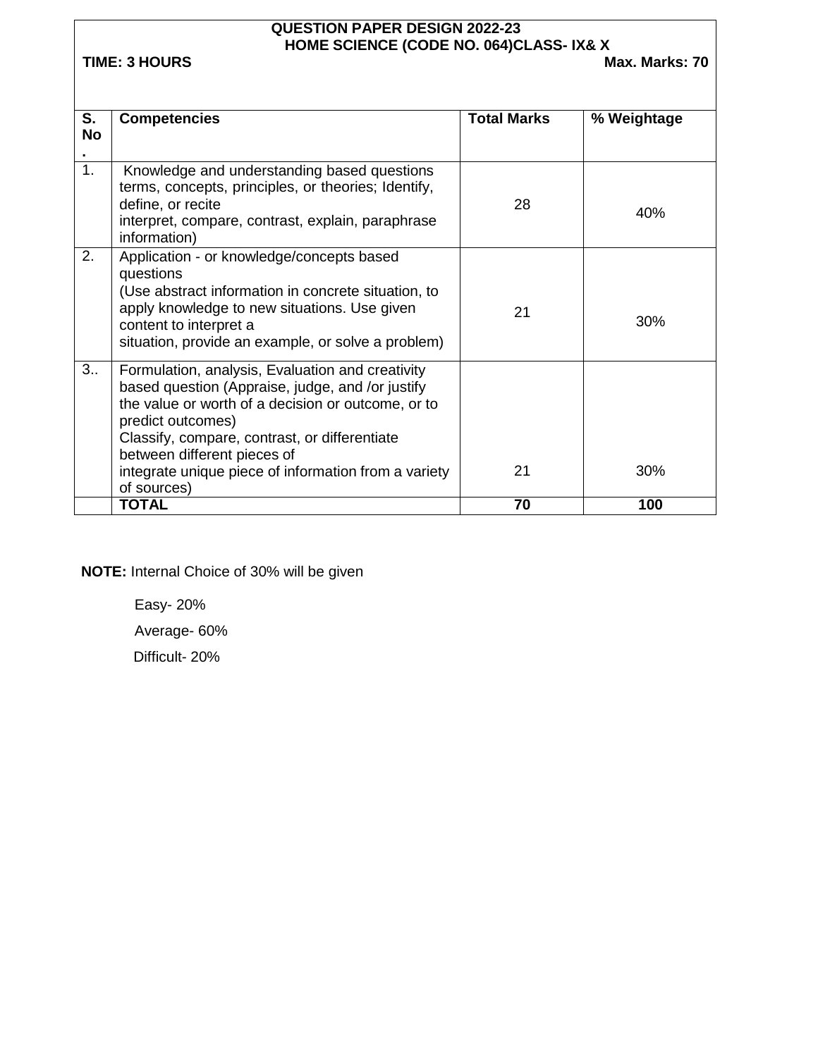**QUESTION PAPER DESIGN 2022-23**
**HOME SCIENCE (CODE NO. 064)CLASS- IX& X**

**TIME: 3 HOURS** **Max. Marks: 70**

| S. No. | Competencies | Total Marks | % Weightage |
|---|---|---|---|
| 1. | Knowledge and understanding based questions terms, concepts, principles, or theories; Identify, define, or recite interpret, compare, contrast, explain, paraphrase information) | 28 | 40% |
| 2. | Application - or knowledge/concepts based questions (Use abstract information in concrete situation, to apply knowledge to new situations. Use given content to interpret a situation, provide an example, or solve a problem) | 21 | 30% |
| 3.. | Formulation, analysis, Evaluation and creativity based question (Appraise, judge, and /or justify the value or worth of a decision or outcome, or to predict outcomes) Classify, compare, contrast, or differentiate between different pieces of integrate unique piece of information from a variety of sources) | 21 | 30% |
| | **TOTAL** | **70** | **100** |

**NOTE:** Internal Choice of 30% will be given

Easy- 20%

Average- 60%

Difficult- 20%